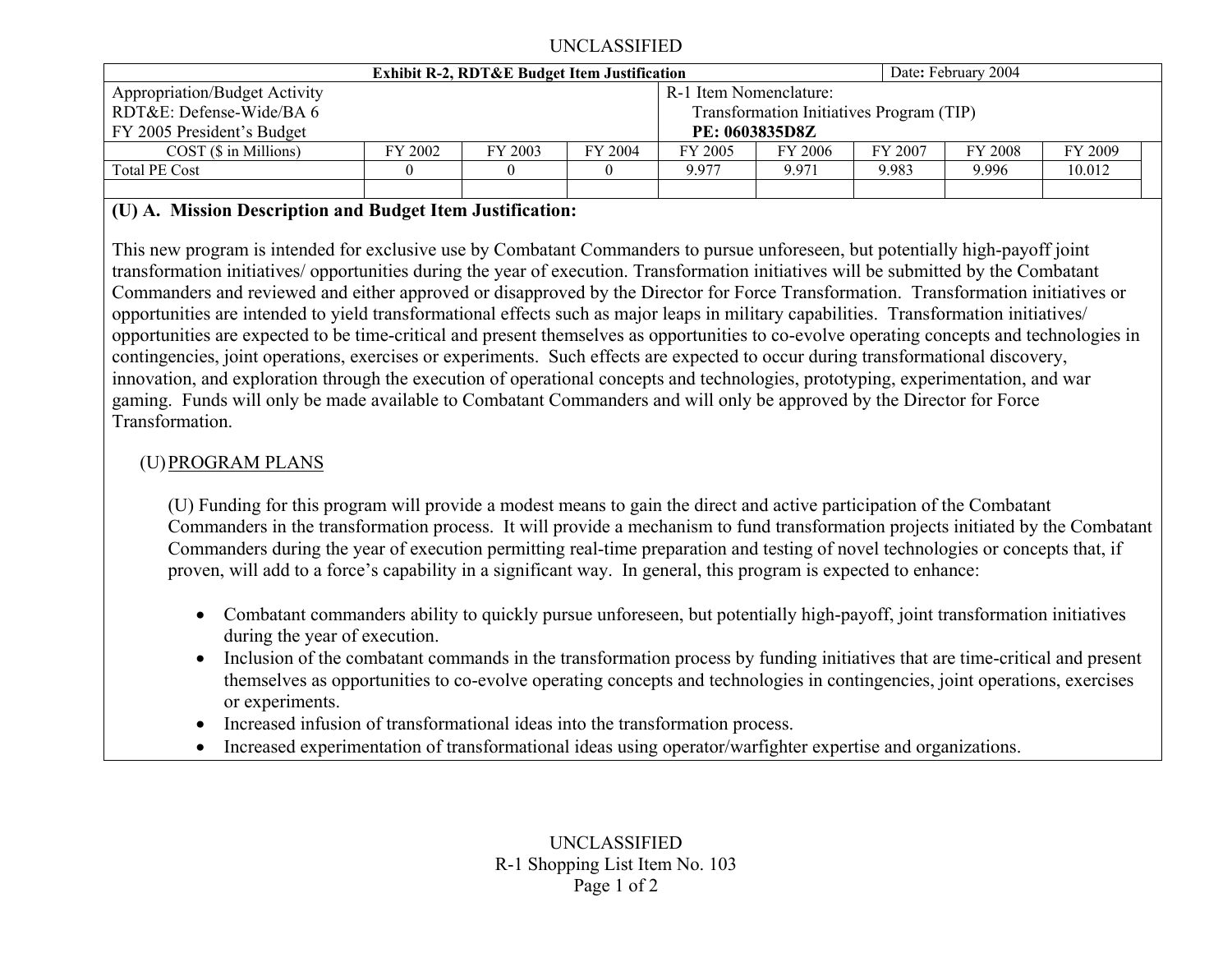UNCLASSIFIED

| Exhibit R-2, RDT&E Budget Item Justification | | | | Date: February 2004 | | | | |
|---|---|---|---|---|---|---|---|---|
| Appropriation/Budget Activity<br>RDT&E: Defense-Wide/BA 6<br>FY 2005 President's Budget | | | | R-1 Item Nomenclature:<br>Transformation Initiatives Program (TIP)<br>**PE: 0603835D8Z** | | | | |
| COST ($ in Millions) | FY 2002 | FY 2003 | FY 2004 | FY 2005 | FY 2006 | FY 2007 | FY 2008 | FY 2009 |
| Total PE Cost | 0 | 0 | 0 | 9.977 | 9.971 | 9.983 | 9.996 | 10.012 |

## (U) A. Mission Description and Budget Item Justification:

This new program is intended for exclusive use by Combatant Commanders to pursue unforeseen, but potentially high-payoff joint transformation initiatives/ opportunities during the year of execution. Transformation initiatives will be submitted by the Combatant Commanders and reviewed and either approved or disapproved by the Director for Force Transformation. Transformation initiatives or opportunities are intended to yield transformational effects such as major leaps in military capabilities. Transformation initiatives/ opportunities are expected to be time-critical and present themselves as opportunities to co-evolve operating concepts and technologies in contingencies, joint operations, exercises or experiments. Such effects are expected to occur during transformational discovery, innovation, and exploration through the execution of operational concepts and technologies, prototyping, experimentation, and war gaming. Funds will only be made available to Combatant Commanders and will only be approved by the Director for Force Transformation.

(U) PROGRAM PLANS

(U) Funding for this program will provide a modest means to gain the direct and active participation of the Combatant Commanders in the transformation process. It will provide a mechanism to fund transformation projects initiated by the Combatant Commanders during the year of execution permitting real-time preparation and testing of novel technologies or concepts that, if proven, will add to a force's capability in a significant way. In general, this program is expected to enhance:

- Combatant commanders ability to quickly pursue unforeseen, but potentially high-payoff, joint transformation initiatives during the year of execution.
- Inclusion of the combatant commands in the transformation process by funding initiatives that are time-critical and present themselves as opportunities to co-evolve operating concepts and technologies in contingencies, joint operations, exercises or experiments.
- Increased infusion of transformational ideas into the transformation process.
- Increased experimentation of transformational ideas using operator/warfighter expertise and organizations.

UNCLASSIFIED

R-1 Shopping List Item No. 103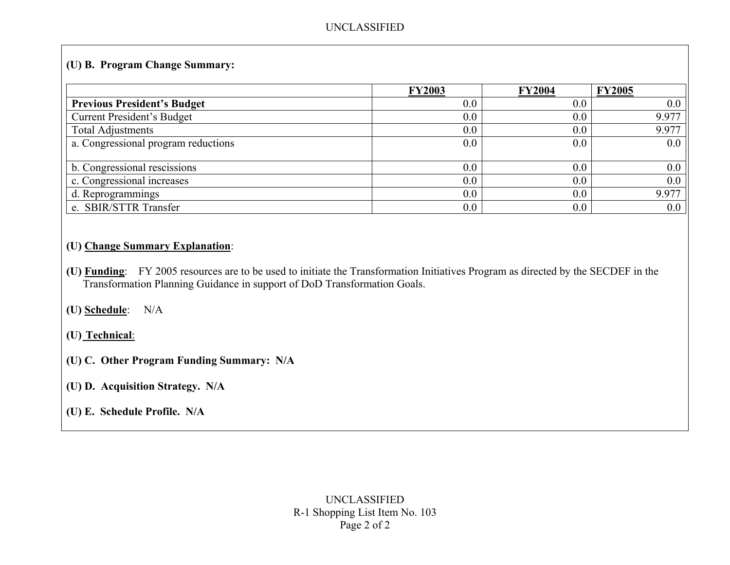**(U) B. Program Change Summary:**

| | FY2003 | FY2004 | FY2005 |
|---|---|---|---|
| **Previous President's Budget** | 0.0 | 0.0 | 0.0 |
| Current President's Budget | 0.0 | 0.0 | 9.977 |
| Total Adjustments | 0.0 | 0.0 | 9.977 |
| a. Congressional program reductions | 0.0 | 0.0 | 0.0 |
| b. Congressional rescissions | 0.0 | 0.0 | 0.0 |
| c. Congressional increases | 0.0 | 0.0 | 0.0 |
| d. Reprogrammings | 0.0 | 0.0 | 9.977 |
| e. SBIR/STTR Transfer | 0.0 | 0.0 | 0.0 |

**(U) Change Summary Explanation**:

**(U) Funding**: FY 2005 resources are to be used to initiate the Transformation Initiatives Program as directed by the SECDEF in the Transformation Planning Guidance in support of DoD Transformation Goals.

**(U) Schedule**: N/A

**(U) Technical**:

**(U) C. Other Program Funding Summary: N/A**

**(U) D. Acquisition Strategy. N/A**

**(U) E. Schedule Profile. N/A**

R-1 Shopping List Item No. 103